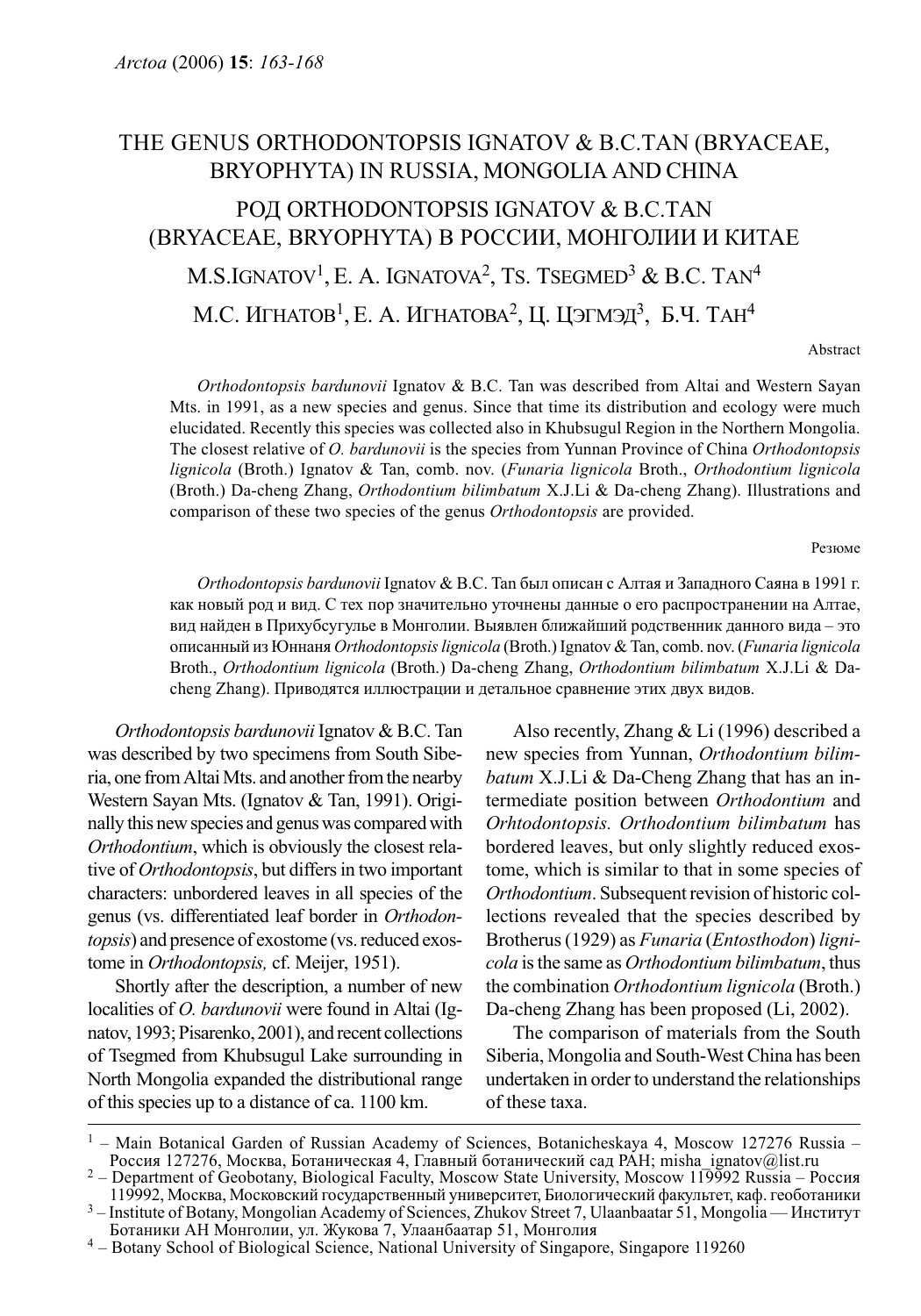# THE GENUS ORTHODONTOPSIS IGNATOV & B.C.TAN (BRYACEAE, BRYOPHYTA) IN RUSSIA, MONGOLIA AND CHINA

# РОД ORTHODONTOPSIS IGNATOV & B.C.TAN (BRYACEAE, BRYOPHYTA) В РОССИИ, МОНГОЛИИ И КИТАЕ

M.S.IGNATOV[1], E. A. IGNATOVA[2], TS. TSEGMED[3] & B.C. TAN[4]

М.С. ИГНАТОВ[1], Е. А. ИГНАТОВА[2], Ц. ЦЭГМЭД[3], Б.Ч. ТАН[4]

Abstract

*Orthodontopsis bardunovii* Ignatov & B.C. Tan was described from Altai and Western Sayan Mts. in 1991, as a new species and genus. Since that time its distribution and ecology were much elucidated. Recently this species was collected also in Khubsugul Region in the Northern Mongolia. The closest relative of *O. bardunovii* is the species from Yunnan Province of China *Orthodontopsis lignicola* (Broth.) Ignatov & Tan, comb. nov. (*Funaria lignicola* Broth., *Orthodontium lignicola* (Broth.) Da-cheng Zhang, *Orthodontium bilimbatum* X.J.Li & Da-cheng Zhang). Illustrations and comparison of these two species of the genus *Orthodontopsis* are provided.

Резюме

*Orthodontopsis bardunovii* Ignatov & B.C. Tan был описан с Алтая и Западного Саяна в 1991 г. как новый род и вид. С тех пор значительно уточнены данные о его распространении на Алтае, вид найден в Прихубсугулье в Монголии. Выявлен ближайший родственник данного вида – это описанный из Юннаня *Orthodontopsis lignicola* (Broth.) Ignatov & Tan, comb. nov. (*Funaria lignicola* Broth., *Orthodontium lignicola* (Broth.) Da-cheng Zhang, *Orthodontium bilimbatum* X.J.Li & Da-cheng Zhang). Приводятся иллюстрации и детальное сравнение этих двух видов.

*Orthodontopsis bardunovii* Ignatov & B.C. Tan was described by two specimens from South Siberia, one from Altai Mts. and another from the nearby Western Sayan Mts. (Ignatov & Tan, 1991). Originally this new species and genus was compared with *Orthodontium*, which is obviously the closest relative of *Orthodontopsis*, but differs in two important characters: unbordered leaves in all species of the genus (vs. differentiated leaf border in *Orthodontopsis*) and presence of exostome (vs. reduced exostome in *Orthodontopsis,* cf. Meijer, 1951).

Shortly after the description, a number of new localities of *O. bardunovii* were found in Altai (Ignatov, 1993; Pisarenko, 2001), and recent collections of Tsegmed from Khubsugul Lake surrounding in North Mongolia expanded the distributional range of this species up to a distance of ca. 1100 km.

Also recently, Zhang & Li (1996) described a new species from Yunnan, *Orthodontium bilimbatum* X.J.Li & Da-Cheng Zhang that has an intermediate position between *Orthodontium* and *Orhtodontopsis*. *Orthodontium bilimbatum* has bordered leaves, but only slightly reduced exostome, which is similar to that in some species of *Orthodontium*. Subsequent revision of historic collections revealed that the species described by Brotherus (1929) as *Funaria* (*Entosthodon*) *lignicola* is the same as *Orthodontium bilimbatum*, thus the combination *Orthodontium lignicola* (Broth.) Da-cheng Zhang has been proposed (Li, 2002).

The comparison of materials from the South Siberia, Mongolia and South-West China has been undertaken in order to understand the relationships of these taxa.

---

[1] – Main Botanical Garden of Russian Academy of Sciences, Botanicheskaya 4, Moscow 127276 Russia – Россия 127276, Москва, Ботаническая 4, Главный ботанический сад РАН; misha_ignatov@list.ru

[2] – Department of Geobotany, Biological Faculty, Moscow State University, Moscow 119992 Russia – Россия 119992, Москва, Московский государственный университет, Биологический факультет, каф. геоботаники

[3] – Institute of Botany, Mongolian Academy of Sciences, Zhukov Street 7, Ulaanbaatar 51, Mongolia — Институт Ботаники АН Монголии, ул. Жукова 7, Улаанбаатар 51, Монголия

[4] – Botany School of Biological Science, National University of Singapore, Singapore 119260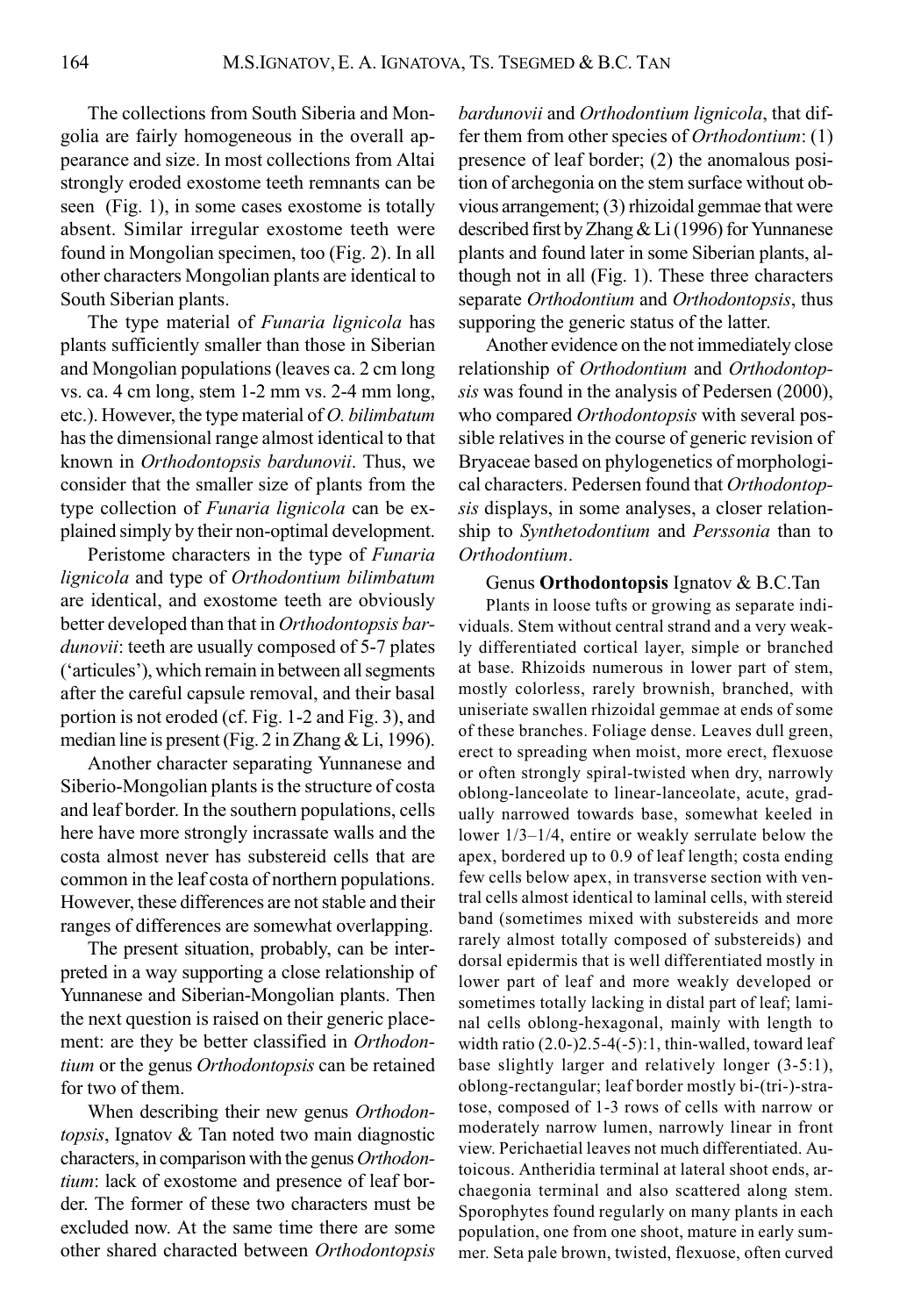The collections from South Siberia and Mongolia are fairly homogeneous in the overall appearance and size. In most collections from Altai strongly eroded exostome teeth remnants can be seen (Fig. 1), in some cases exostome is totally absent. Similar irregular exostome teeth were found in Mongolian specimen, too (Fig. 2). In all other characters Mongolian plants are identical to South Siberian plants.

The type material of *Funaria lignicola* has plants sufficiently smaller than those in Siberian and Mongolian populations (leaves ca. 2 cm long vs. ca. 4 cm long, stem 1-2 mm vs. 2-4 mm long, etc.). However, the type material of *O. bilimbatum* has the dimensional range almost identical to that known in *Orthodontopsis bardunovii*. Thus, we consider that the smaller size of plants from the type collection of *Funaria lignicola* can be explained simply by their non-optimal development.

Peristome characters in the type of *Funaria lignicola* and type of *Orthodontium bilimbatum* are identical, and exostome teeth are obviously better developed than that in *Orthodontopsis bardunovii*: teeth are usually composed of 5-7 plates ('articules'), which remain in between all segments after the careful capsule removal, and their basal portion is not eroded (cf. Fig. 1-2 and Fig. 3), and median line is present (Fig. 2 in Zhang & Li, 1996).

Another character separating Yunnanese and Siberio-Mongolian plants is the structure of costa and leaf border. In the southern populations, cells here have more strongly incrassate walls and the costa almost never has substereid cells that are common in the leaf costa of northern populations. However, these differences are not stable and their ranges of differences are somewhat overlapping.

The present situation, probably, can be interpreted in a way supporting a close relationship of Yunnanese and Siberian-Mongolian plants. Then the next question is raised on their generic placement: are they be better classified in *Orthodontium* or the genus *Orthodontopsis* can be retained for two of them.

When describing their new genus *Orthodontopsis*, Ignatov & Tan noted two main diagnostic characters, in comparison with the genus *Orthodontium*: lack of exostome and presence of leaf border. The former of these two characters must be excluded now. At the same time there are some other shared charactead between *Orthodontopsis bardunovii* and *Orthodontium lignicola*, that differ them from other species of *Orthodontium*: (1) presence of leaf border; (2) the anomalous position of archegonia on the stem surface without obvious arrangement; (3) rhizoidal gemmae that were described first by Zhang & Li (1996) for Yunnanese plants and found later in some Siberian plants, although not in all (Fig. 1). These three characters separate *Orthodontium* and *Orthodontopsis*, thus supporing the generic status of the latter.

Another evidence on the not immediately close relationship of *Orthodontium* and *Orthodontopsis* was found in the analysis of Pedersen (2000), who compared *Orthodontopsis* with several possible relatives in the course of generic revision of Bryaceae based on phylogenetics of morphological characters. Pedersen found that *Orthodontopsis* displays, in some analyses, a closer relationship to *Synthetodontium* and *Perssonia* than to *Orthodontium*.

Genus **Orthodontopsis** Ignatov & B.C.Tan

Plants in loose tufts or growing as separate individuals. Stem without central strand and a very weakly differentiated cortical layer, simple or branched at base. Rhizoids numerous in lower part of stem, mostly colorless, rarely brownish, branched, with uniseriate swallen rhizoidal gemmae at ends of some of these branches. Foliage dense. Leaves dull green, erect to spreading when moist, more erect, flexuose or often strongly spiral-twisted when dry, narrowly oblong-lanceolate to linear-lanceolate, acute, gradually narrowed towards base, somewhat keeled in lower 1/3–1/4, entire or weakly serrulate below the apex, bordered up to 0.9 of leaf length; costa ending few cells below apex, in transverse section with ventral cells almost identical to laminal cells, with stereid band (sometimes mixed with substereids and more rarely almost totally composed of substereids) and dorsal epidermis that is well differentiated mostly in lower part of leaf and more weakly developed or sometimes totally lacking in distal part of leaf; laminal cells oblong-hexagonal, mainly with length to width ratio (2.0-)2.5-4(-5):1, thin-walled, toward leaf base slightly larger and relatively longer (3-5:1), oblong-rectangular; leaf border mostly bi-(tri-)stratose, composed of 1-3 rows of cells with narrow or moderately narrow lumen, narrowly linear in front view. Perichaetial leaves not much differentiated. Autoicous. Antheridia terminal at lateral shoot ends, archaegonia terminal and also scattered along stem. Sporophytes found regularly on many plants in each population, one from one shoot, mature in early summer. Seta pale brown, twisted, flexuose, often curved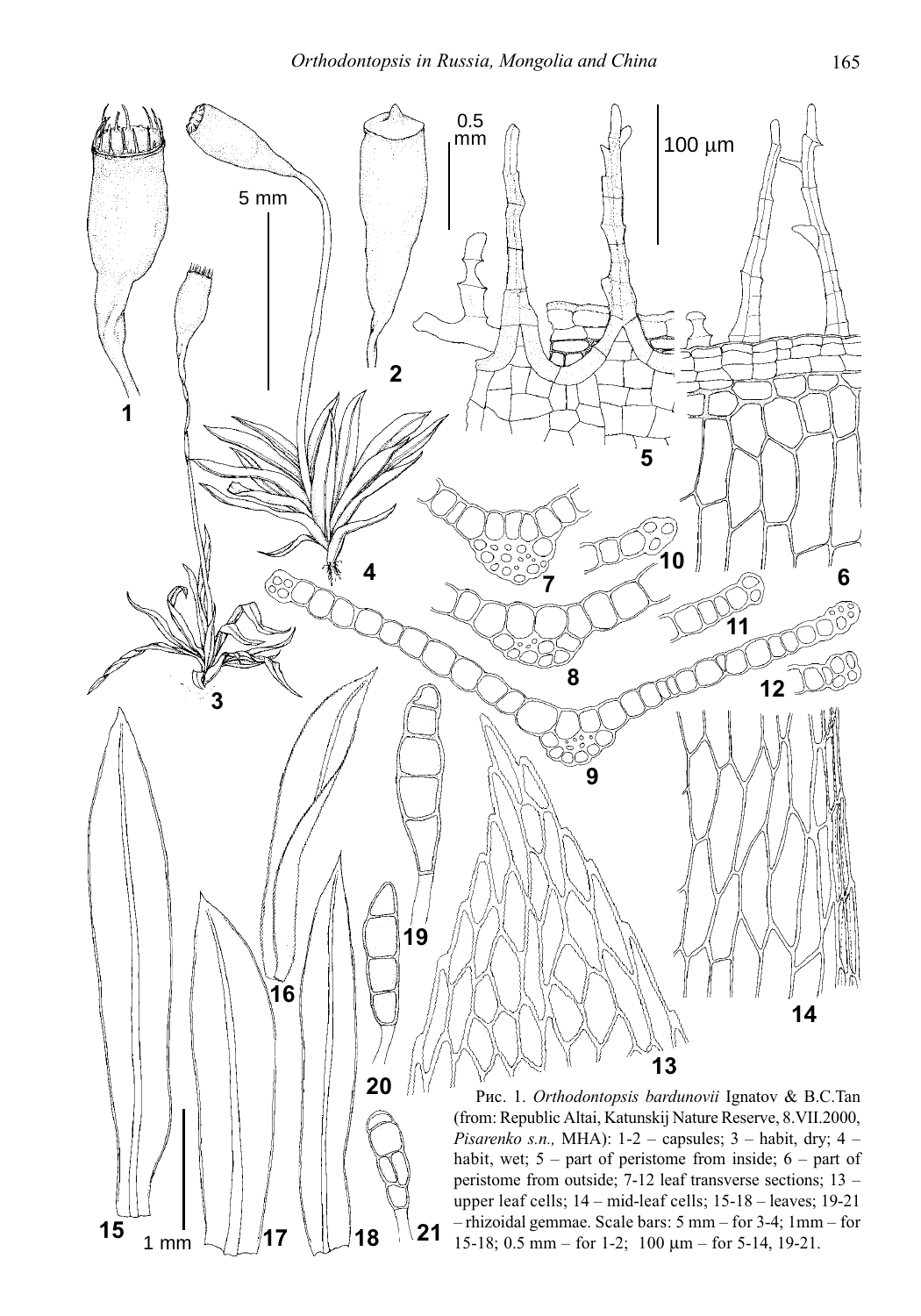Рис. 1. *Orthodontopsis bardunovii* Ignatov & B.C.Tan (from: Republic Altai, Katunskij Nature Reserve, 8.VII.2000, *Pisarenko s.n.,* MHA): 1-2 – capsules; 3 – habit, dry; 4 – habit, wet; 5 – part of peristome from inside; 6 – part of peristome from outside; 7-12 leaf transverse sections; 13 – upper leaf cells; 14 – mid-leaf cells; 15-18 – leaves; 19-21 – rhizoidal gemmae. Scale bars: 5 mm – for 3-4; 1mm – for 15-18; 0.5 mm – for 1-2; 100 μm – for 5-14, 19-21.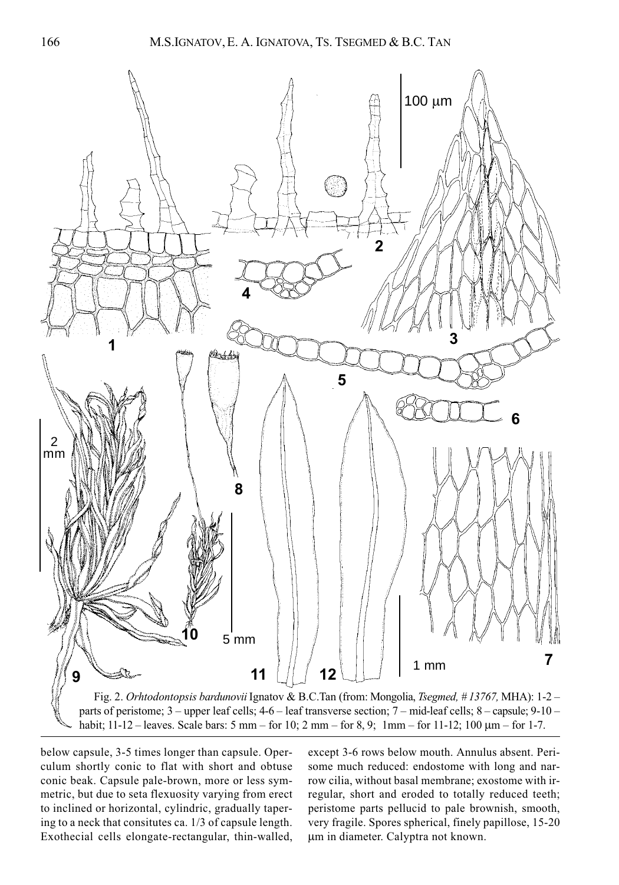Fig. 2. *Orhtodontopsis bardunovii* Ignatov & B.C.Tan (from: Mongolia, *Tsegmed, # 13767,* MHA): 1-2 – parts of peristome; 3 – upper leaf cells; 4-6 – leaf transverse section; 7 – mid-leaf cells; 8 – capsule; 9-10 – habit; 11-12 – leaves. Scale bars: 5 mm – for 10; 2 mm – for 8, 9; 1mm – for 11-12; 100 μm – for 1-7.

below capsule, 3-5 times longer than capsule. Operculum shortly conic to flat with short and obtuse conic beak. Capsule pale-brown, more or less symmetric, but due to seta flexuosity varying from erect to inclined or horizontal, cylindric, gradually tapering to a neck that consitutes ca. 1/3 of capsule length. Exothecial cells elongate-rectangular, thin-walled, except 3-6 rows below mouth. Annulus absent. Perisome much reduced: endostome with long and narrow cilia, without basal membrane; exostome with irregular, short and eroded to totally reduced teeth; peristome parts pellucid to pale brownish, smooth, very fragile. Spores spherical, finely papillose, 15-20 μm in diameter. Calyptra not known.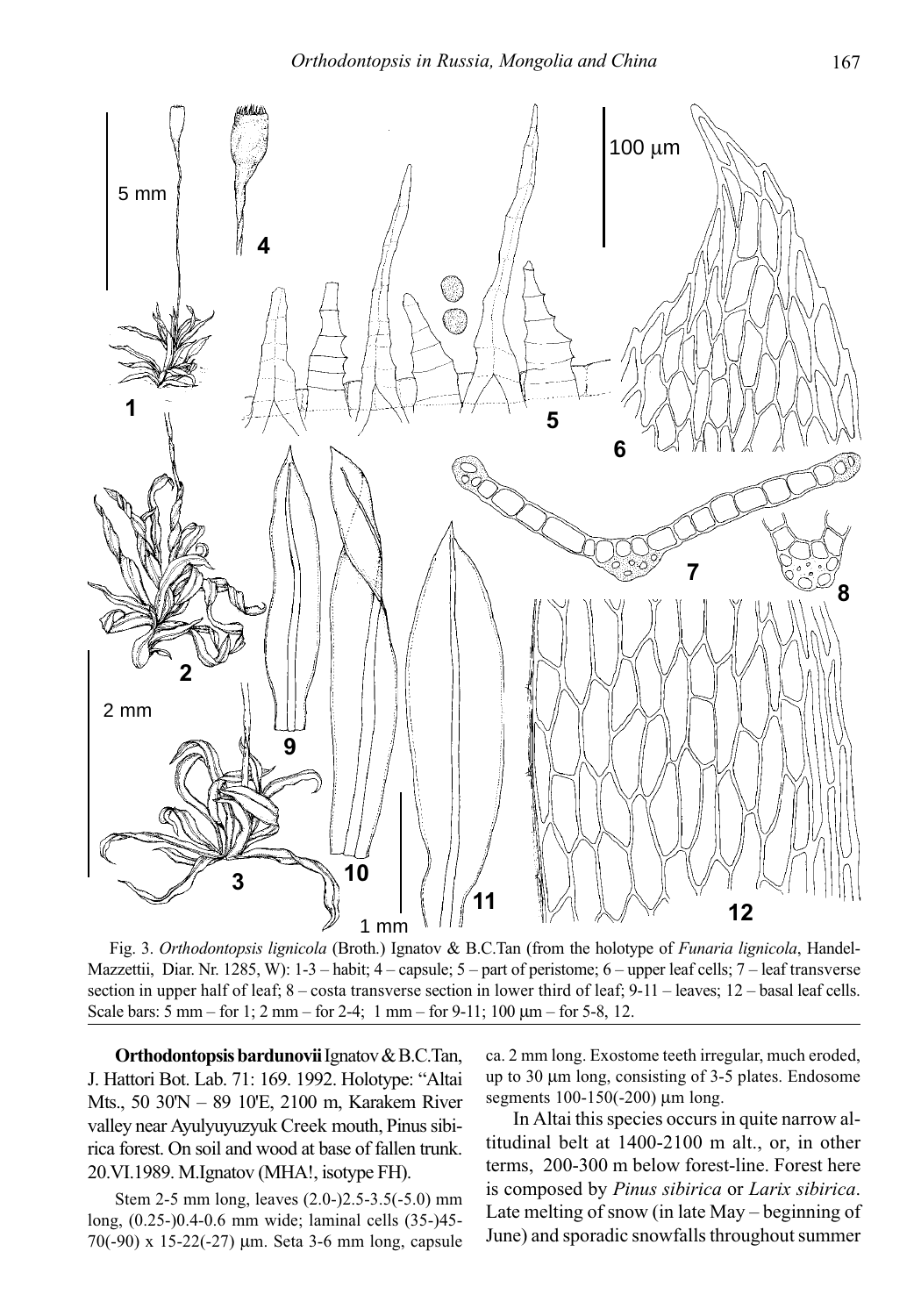Fig. 3. *Orthodontopsis lignicola* (Broth.) Ignatov & B.C.Tan (from the holotype of *Funaria lignicola*, Handel-Mazzettii, Diar. Nr. 1285, W): 1-3 – habit; 4 – capsule; 5 – part of peristome; 6 – upper leaf cells; 7 – leaf transverse section in upper half of leaf; 8 – costa transverse section in lower third of leaf; 9-11 – leaves; 12 – basal leaf cells. Scale bars: 5 mm – for 1; 2 mm – for 2-4; 1 mm – for 9-11; 100 µm – for 5-8, 12.

**Orthodontopsis bardunovii** Ignatov & B.C.Tan, J. Hattori Bot. Lab. 71: 169. 1992. Holotype: "Altai Mts., 50 30'N – 89 10'E, 2100 m, Karakem River valley near Ayulyuyuzyuk Creek mouth, Pinus sibirica forest. On soil and wood at base of fallen trunk. 20.VI.1989. M.Ignatov (MHA!, isotype FH).

Stem 2-5 mm long, leaves (2.0-)2.5-3.5(-5.0) mm long, (0.25-)0.4-0.6 mm wide; laminal cells (35-)45-70(-90) x 15-22(-27) µm. Seta 3-6 mm long, capsule ca. 2 mm long. Exostome teeth irregular, much eroded, up to 30 µm long, consisting of 3-5 plates. Endosome segments 100-150(-200) µm long.

In Altai this species occurs in quite narrow altitudinal belt at 1400-2100 m alt., or, in other terms, 200-300 m below forest-line. Forest here is composed by *Pinus sibirica* or *Larix sibirica*. Late melting of snow (in late May – beginning of June) and sporadic snowfalls throughout summer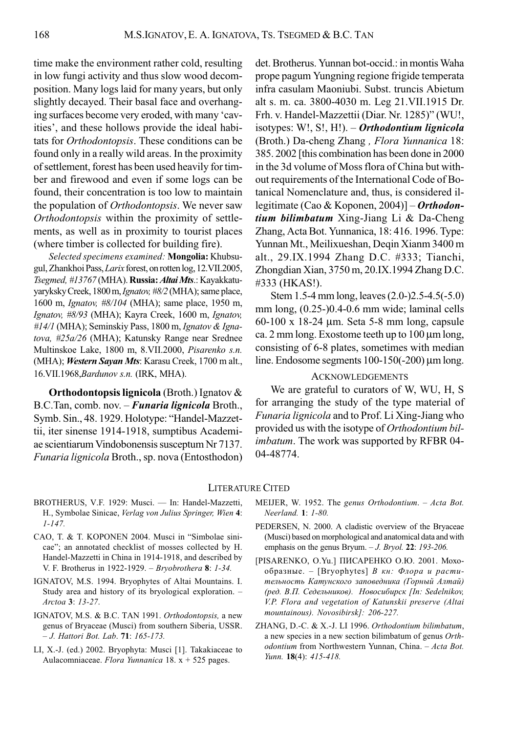time make the environment rather cold, resulting in low fungi activity and thus slow wood decomposition. Many logs laid for many years, but only slightly decayed. Their basal face and overhanging surfaces become very eroded, with many 'cavities', and these hollows provide the ideal habitats for *Orthodontopsis*. These conditions can be found only in a really wild areas. In the proximity of settlement, forest has been used heavily for timber and firewood and even if some logs can be found, their concentration is too low to maintain the population of *Orthodontopsis*. We never saw *Orthodontopsis* within the proximity of settlements, as well as in proximity to tourist places (where timber is collected for building fire).

*Selected specimens examined:* **Mongolia:** Khubsugul, Zhankhoi Pass, *Larix* forest, on rotten log, 12.VII.2005, *Tsegmed, #13767* (MHA). **Russia:** ***Altai Mts***.: Kayakkatuyaryksky Creek, 1800 m, *Ignatov, #8/2* (MHA); same place, 1600 m, *Ignatov, #8/104* (MHA); same place, 1950 m, *Ignatov, #8/93* (MHA); Kayra Creek, 1600 m, *Ignatov, #14/1* (MHA); Seminskiy Pass, 1800 m, *Ignatov & Ignatova, #25a/26* (MHA); Katunsky Range near Srednee Multinskoe Lake, 1800 m, 8.VII.2000, *Pisarenko s.n.* (MHA); ***Western Sayan Mts***: Karasu Creek, 1700 m alt., 16.VII.1968, *Bardunov s.n.* (IRK, MHA).

**Orthodontopsis lignicola** (Broth.) Ignatov & B.C.Tan, comb. nov. – ***Funaria lignicola*** Broth., Symb. Sin., 48. 1929. Holotype: "Handel-Mazzettii, iter sinense 1914-1918, sumptibus Academiae scientiarum Vindobonensis susceptum Nr 7137. *Funaria lignicola* Broth., sp. nova (Entosthodon) det. Brotherus. Yunnan bot-occid.: in montis Waha prope pagum Yungning regione frigide temperata infra casulam Maoniubi. Subst. truncis Abietum alt s. m. ca. 3800-4030 m. Leg 21.VII.1915 Dr. Frh. v. Handel-Mazzettii (Diar. Nr. 1285)" (WU!, isotypes: W!, S!, H!). – ***Orthodontium lignicola*** (Broth.) Da-cheng Zhang *, Flora Yunnanica* 18: 385. 2002 [this combination has been done in 2000 in the 3d volume of Moss flora of China but without requirements of the International Code of Botanical Nomenclature and, thus, is considered illegitimate (Cao & Koponen, 2004)] – ***Orthodontium bilimbatum*** Xing-Jiang Li & Da-Cheng Zhang, Acta Bot. Yunnanica, 18: 416. 1996. Type: Yunnan Mt., Meilixueshan, Deqin Xianm 3400 m alt., 29.IX.1994 Zhang D.C. #333; Tianchi, Zhongdian Xian, 3750 m, 20.IX.1994 Zhang D.C. #333 (HKAS!).

Stem 1.5-4 mm long, leaves (2.0-)2.5-4.5(-5.0) mm long, (0.25-)0.4-0.6 mm wide; laminal cells 60-100 x 18-24 μm. Seta 5-8 mm long, capsule ca. 2 mm long. Exostome teeth up to 100 μm long, consisting of 6-8 plates, sometimes with median line. Endosome segments 100-150(-200) μm long.

## Acknowledgements

We are grateful to curators of W, WU, H, S for arranging the study of the type material of *Funaria lignicola* and to Prof. Li Xing-Jiang who provided us with the isotype of *Orthodontium bilimbatum*. The work was supported by RFBR 04-04-48774.

## Literature Cited

BROTHERUS, V.F. 1929: Musci. — In: Handel-Mazzetti, H., Symbolae Sinicae, *Verlag von Julius Springer, Wien* **4**: *1-147.*

CAO, T. & T. KOPONEN 2004. Musci in "Simbolae sinicae"; an annotated checklist of mosses collected by H. Handel-Mazzetti in China in 1914-1918, and described by V. F. Brotherus in 1922-1929. – *Bryobrothera* **8**: *1-34.*

IGNATOV, M.S. 1994. Bryophytes of Altai Mountains. I. Study area and history of its bryological exploration. – *Arctoa* **3**: *13-27*.

IGNATOV, M.S. & B.C. TAN 1991. *Orthodontopsis,* a new genus of Bryaceae (Musci) from southern Siberia, USSR. – *J. Hattori Bot. Lab*. **71**: *165-173.*

LI, X.-J. (ed.) 2002. Bryophyta: Musci [1]. Takakiaceae to Aulacomniaceae. *Flora Yunnanica* 18. x + 525 pages.

MEIJER, W. 1952. The *genus Orthodontium*. – *Acta Bot. Neerland.* **1**: *1-80.*

PEDERSEN, N. 2000. A cladistic overview of the Bryaceae (Musci) based on morphological and anatomical data and with emphasis on the genus Bryum. – *J. Bryol.* **22**: *193-206.*

[PISARENKO, O.Yu.] ПИСАРЕНКО О.Ю. 2001. Мохообразные. – [Bryophytes] *В кн: Флора и растительность Катунского заповедника (Горный Алтай) (ред. В.П. Седельников). Новосибирск [In: Sedelnikov, V.P. Flora and vegetation of Katunskii preserve (Altai mountainous). Novosibirsk]: 206-227.*

ZHANG, D.-C. & X.-J. LI 1996. *Orthodontium bilimbatum*, a new species in a new section bilimbatum of genus *Orthodontium* from Northwestern Yunnan, China. – *Acta Bot. Yunn.* **18**(4): *415-418.*